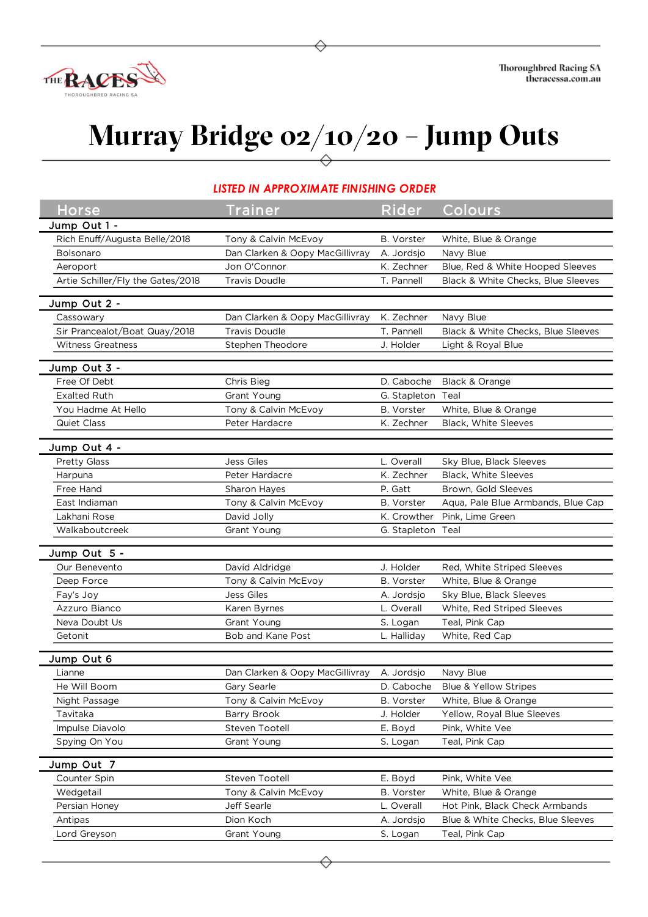# Murray Bridge 02/10/20 – Jump Outs

***LISTED IN APPROXIMATE FINISHING ORDER***

| Horse | Trainer | Rider | Colours |
|---|---|---|---|
| **Jump Out 1 -** | | | |
| Rich Enuff/Augusta Belle/2018 | Tony & Calvin McEvoy | B. Vorster | White, Blue & Orange |
| Bolsonaro | Dan Clarken & Oopy MacGillivray | A. Jordsjo | Navy Blue |
| Aeroport | Jon O'Connor | K. Zechner | Blue, Red & White Hooped Sleeves |
| Artie Schiller/Fly the Gates/2018 | Travis Doudle | T. Pannell | Black & White Checks, Blue Sleeves |
| **Jump Out 2 -** | | | |
| Cassowary | Dan Clarken & Oopy MacGillivray | K. Zechner | Navy Blue |
| Sir Prancealot/Boat Quay/2018 | Travis Doudle | T. Pannell | Black & White Checks, Blue Sleeves |
| Witness Greatness | Stephen Theodore | J. Holder | Light & Royal Blue |
| **Jump Out 3 -** | | | |
| Free Of Debt | Chris Bieg | D. Caboche | Black & Orange |
| Exalted Ruth | Grant Young | G. Stapleton | Teal |
| You Hadme At Hello | Tony & Calvin McEvoy | B. Vorster | White, Blue & Orange |
| Quiet Class | Peter Hardacre | K. Zechner | Black, White Sleeves |
| **Jump Out 4 -** | | | |
| Pretty Glass | Jess Giles | L. Overall | Sky Blue, Black Sleeves |
| Harpuna | Peter Hardacre | K. Zechner | Black, White Sleeves |
| Free Hand | Sharon Hayes | P. Gatt | Brown, Gold Sleeves |
| East Indiaman | Tony & Calvin McEvoy | B. Vorster | Aqua, Pale Blue Armbands, Blue Cap |
| Lakhani Rose | David Jolly | K. Crowther | Pink, Lime Green |
| Walkaboutcreek | Grant Young | G. Stapleton | Teal |
| **Jump Out 5 -** | | | |
| Our Benevento | David Aldridge | J. Holder | Red, White Striped Sleeves |
| Deep Force | Tony & Calvin McEvoy | B. Vorster | White, Blue & Orange |
| Fay's Joy | Jess Giles | A. Jordsjo | Sky Blue, Black Sleeves |
| Azzuro Bianco | Karen Byrnes | L. Overall | White, Red Striped Sleeves |
| Neva Doubt Us | Grant Young | S. Logan | Teal, Pink Cap |
| Getonit | Bob and Kane Post | L. Halliday | White, Red Cap |
| **Jump Out 6** | | | |
| Lianne | Dan Clarken & Oopy MacGillivray | A. Jordsjo | Navy Blue |
| He Will Boom | Gary Searle | D. Caboche | Blue & Yellow Stripes |
| Night Passage | Tony & Calvin McEvoy | B. Vorster | White, Blue & Orange |
| Tavitaka | Barry Brook | J. Holder | Yellow, Royal Blue Sleeves |
| Impulse Diavolo | Steven Tootell | E. Boyd | Pink, White Vee |
| Spying On You | Grant Young | S. Logan | Teal, Pink Cap |
| **Jump Out 7** | | | |
| Counter Spin | Steven Tootell | E. Boyd | Pink, White Vee |
| Wedgetail | Tony & Calvin McEvoy | B. Vorster | White, Blue & Orange |
| Persian Honey | Jeff Searle | L. Overall | Hot Pink, Black Check Armbands |
| Antipas | Dion Koch | A. Jordsjo | Blue & White Checks, Blue Sleeves |
| Lord Greyson | Grant Young | S. Logan | Teal, Pink Cap |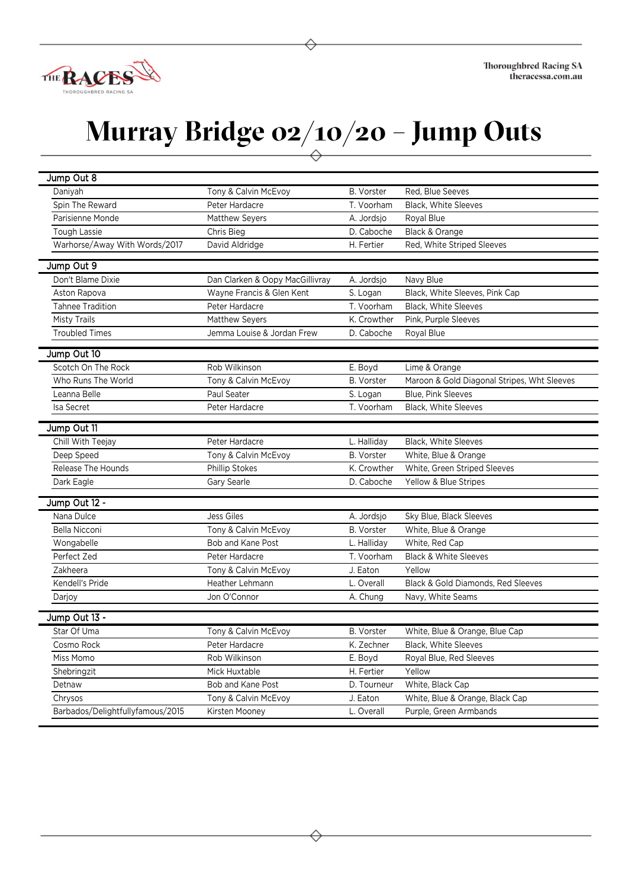# Murray Bridge 02/10/20 – Jump Outs

| | | | |
|---|---|---|---|
| **Jump Out 8** | | | |
| Daniyah | Tony & Calvin McEvoy | B. Vorster | Red, Blue Seeves |
| Spin The Reward | Peter Hardacre | T. Voorham | Black, White Sleeves |
| Parisienne Monde | Matthew Seyers | A. Jordsjo | Royal Blue |
| Tough Lassie | Chris Bieg | D. Caboche | Black & Orange |
| Warhorse/Away With Words/2017 | David Aldridge | H. Fertier | Red, White Striped Sleeves |
| **Jump Out 9** | | | |
| Don't Blame Dixie | Dan Clarken & Oopy MacGillivray | A. Jordsjo | Navy Blue |
| Aston Rapova | Wayne Francis & Glen Kent | S. Logan | Black, White Sleeves, Pink Cap |
| Tahnee Tradition | Peter Hardacre | T. Voorham | Black, White Sleeves |
| Misty Trails | Matthew Seyers | K. Crowther | Pink, Purple Sleeves |
| Troubled Times | Jemma Louise & Jordan Frew | D. Caboche | Royal Blue |
| **Jump Out 10** | | | |
| Scotch On The Rock | Rob Wilkinson | E. Boyd | Lime & Orange |
| Who Runs The World | Tony & Calvin McEvoy | B. Vorster | Maroon & Gold Diagonal Stripes, Wht Sleeves |
| Leanna Belle | Paul Seater | S. Logan | Blue, Pink Sleeves |
| Isa Secret | Peter Hardacre | T. Voorham | Black, White Sleeves |
| **Jump Out 11** | | | |
| Chill With Teejay | Peter Hardacre | L. Halliday | Black, White Sleeves |
| Deep Speed | Tony & Calvin McEvoy | B. Vorster | White, Blue & Orange |
| Release The Hounds | Phillip Stokes | K. Crowther | White, Green Striped Sleeves |
| Dark Eagle | Gary Searle | D. Caboche | Yellow & Blue Stripes |
| **Jump Out 12 -** | | | |
| Nana Dulce | Jess Giles | A. Jordsjo | Sky Blue, Black Sleeves |
| Bella Nicconi | Tony & Calvin McEvoy | B. Vorster | White, Blue & Orange |
| Wongabelle | Bob and Kane Post | L. Halliday | White, Red Cap |
| Perfect Zed | Peter Hardacre | T. Voorham | Black & White Sleeves |
| Zakheera | Tony & Calvin McEvoy | J. Eaton | Yellow |
| Kendell's Pride | Heather Lehmann | L. Overall | Black & Gold Diamonds, Red Sleeves |
| Darjoy | Jon O'Connor | A. Chung | Navy, White Seams |
| **Jump Out 13 -** | | | |
| Star Of Uma | Tony & Calvin McEvoy | B. Vorster | White, Blue & Orange, Blue Cap |
| Cosmo Rock | Peter Hardacre | K. Zechner | Black, White Sleeves |
| Miss Momo | Rob Wilkinson | E. Boyd | Royal Blue, Red Sleeves |
| Shebringzit | Mick Huxtable | H. Fertier | Yellow |
| Detnaw | Bob and Kane Post | D. Tourneur | White, Black Cap |
| Chrysos | Tony & Calvin McEvoy | J. Eaton | White, Blue & Orange, Black Cap |
| Barbados/Delightfullyfamous/2015 | Kirsten Mooney | L. Overall | Purple, Green Armbands |